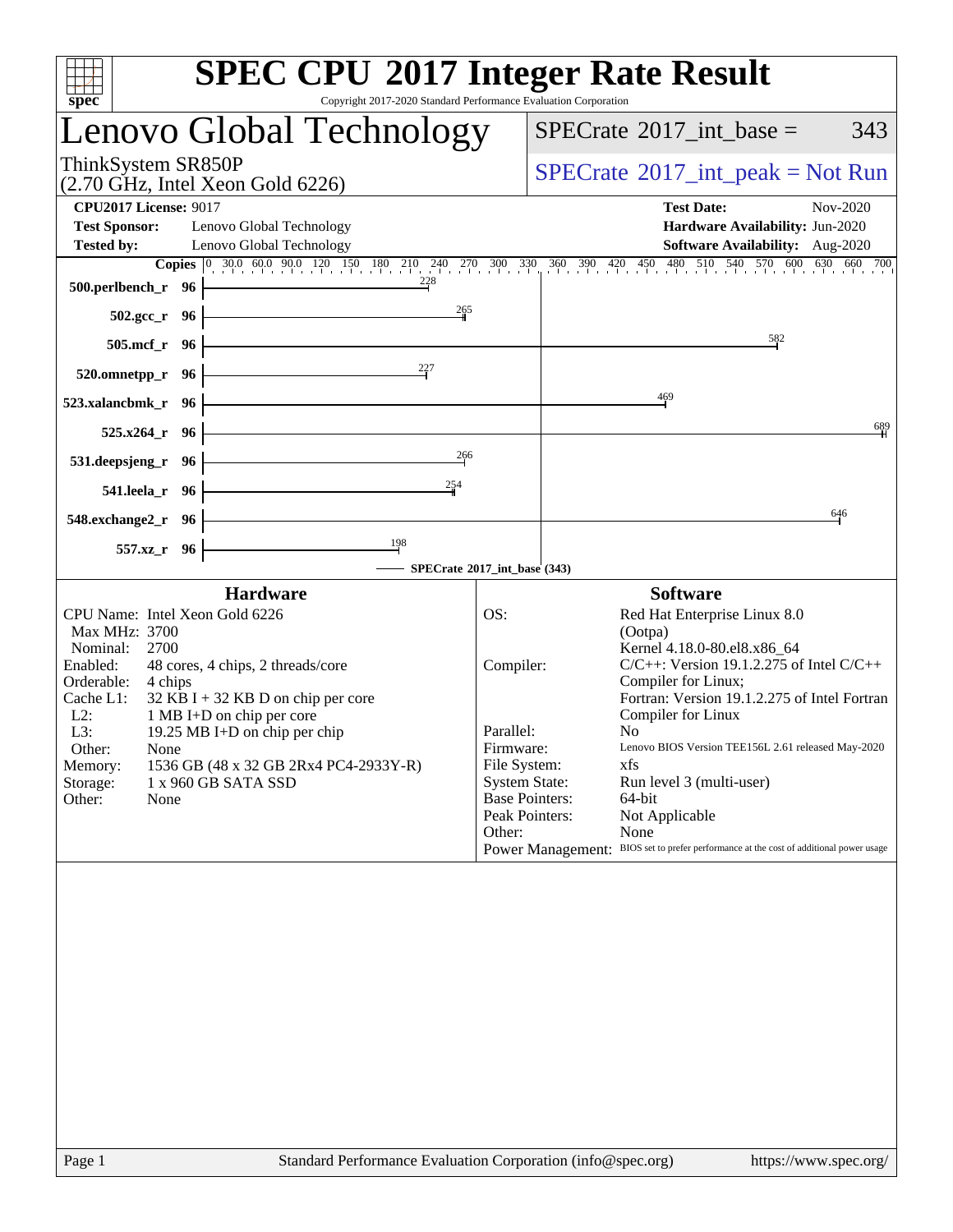# SPEC CPU 2017 Integer Rate Result

Copyright 2017-2020 Standard Performance Evaluation Corporation

## Lenovo Global Technology

ThinkSystem SR850P
(2.70 GHz, Intel Xeon Gold 6226)

SPECrate 2017_int_base = 343

SPECrate 2017_int_peak = Not Run

**CPU2017 License:** 9017
**Test Sponsor:** Lenovo Global Technology
**Tested by:** Lenovo Global Technology

**Test Date:** Nov-2020
**Hardware Availability:** Jun-2020
**Software Availability:** Aug-2020

| Benchmark | Copies | SPECrate 2017_int_base (343) |
|---|---|---|
| 500.perlbench_r | 96 | 228 |
| 502.gcc_r | 96 | 265 |
| 505.mcf_r | 96 | 582 |
| 520.omnetpp_r | 96 | 227 |
| 523.xalancbmk_r | 96 | 469 |
| 525.x264_r | 96 | 689 |
| 531.deepsjeng_r | 96 | 266 |
| 541.leela_r | 96 | 254 |
| 548.exchange2_r | 96 | 646 |
| 557.xz_r | 96 | 198 |

### Hardware

| | |
|---|---|
| CPU Name: | Intel Xeon Gold 6226 |
| Max MHz: | 3700 |
| Nominal: | 2700 |
| Enabled: | 48 cores, 4 chips, 2 threads/core |
| Orderable: | 4 chips |
| Cache L1: | 32 KB I + 32 KB D on chip per core |
| L2: | 1 MB I+D on chip per core |
| L3: | 19.25 MB I+D on chip per chip |
| Other: | None |
| Memory: | 1536 GB (48 x 32 GB 2Rx4 PC4-2933Y-R) |
| Storage: | 1 x 960 GB SATA SSD |
| Other: | None |

### Software

| | |
|---|---|
| OS: | Red Hat Enterprise Linux 8.0 (Ootpa) Kernel 4.18.0-80.el8.x86_64 |
| Compiler: | C/C++: Version 19.1.2.275 of Intel C/C++ Compiler for Linux; Fortran: Version 19.1.2.275 of Intel Fortran Compiler for Linux |
| Parallel: | No |
| Firmware: | Lenovo BIOS Version TEE156L 2.61 released May-2020 |
| File System: | xfs |
| System State: | Run level 3 (multi-user) |
| Base Pointers: | 64-bit |
| Peak Pointers: | Not Applicable |
| Other: | None |
| Power Management: | BIOS set to prefer performance at the cost of additional power usage |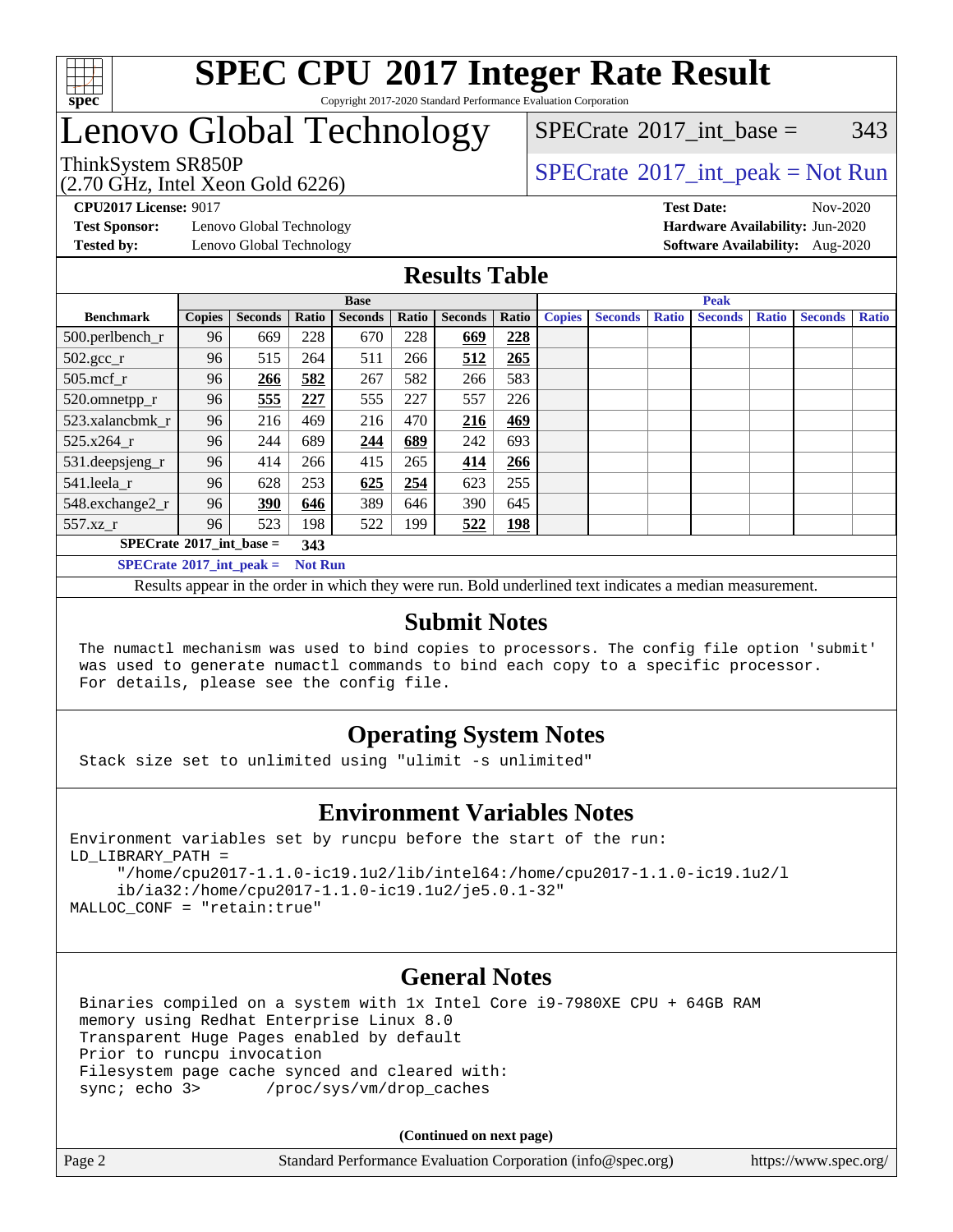# SPEC CPU 2017 Integer Rate Result

Copyright 2017-2020 Standard Performance Evaluation Corporation

# Lenovo Global Technology

ThinkSystem SR850P
(2.70 GHz, Intel Xeon Gold 6226)

SPECrate 2017_int_base = 343

SPECrate 2017_int_peak = Not Run

**CPU2017 License:** 9017
**Test Sponsor:** Lenovo Global Technology
**Tested by:** Lenovo Global Technology

**Test Date:** Nov-2020
**Hardware Availability:** Jun-2020
**Software Availability:** Aug-2020

## Results Table

| Benchmark | Base | | | | | | | Peak | | | | | | |
|---|---|---|---|---|---|---|---|---|---|---|---|---|---|---|
| | Copies | Seconds | Ratio | Seconds | Ratio | Seconds | Ratio | Copies | Seconds | Ratio | Seconds | Ratio | Seconds | Ratio |
| 500.perlbench_r | 96 | 669 | 228 | 670 | 228 | **669** | **228** | | | | | | | |
| 502.gcc_r | 96 | 515 | 264 | 511 | 266 | **512** | **265** | | | | | | | |
| 505.mcf_r | 96 | **266** | **582** | 267 | 582 | 266 | 583 | | | | | | | |
| 520.omnetpp_r | 96 | **555** | **227** | 555 | 227 | 557 | 226 | | | | | | | |
| 523.xalancbmk_r | 96 | 216 | 469 | 216 | 470 | **216** | **469** | | | | | | | |
| 525.x264_r | 96 | 244 | 689 | **244** | **689** | 242 | 693 | | | | | | | |
| 531.deepsjeng_r | 96 | 414 | 266 | 415 | 265 | **414** | **266** | | | | | | | |
| 541.leela_r | 96 | 628 | 253 | **625** | **254** | 623 | 255 | | | | | | | |
| 548.exchange2_r | 96 | **390** | **646** | 389 | 646 | 390 | 645 | | | | | | | |
| 557.xz_r | 96 | 523 | 198 | 522 | 199 | **522** | **198** | | | | | | | |

**SPECrate 2017_int_base = 343**

**SPECrate 2017_int_peak = Not Run**

Results appear in the order in which they were run. Bold underlined text indicates a median measurement.

## Submit Notes

```
The numactl mechanism was used to bind copies to processors. The config file option 'submit'
was used to generate numactl commands to bind each copy to a specific processor.
For details, please see the config file.
```

## Operating System Notes

```
Stack size set to unlimited using "ulimit -s unlimited"
```

## Environment Variables Notes

```
Environment variables set by runcpu before the start of the run:
LD_LIBRARY_PATH =
     "/home/cpu2017-1.1.0-ic19.1u2/lib/intel64:/home/cpu2017-1.1.0-ic19.1u2/l
     ib/ia32:/home/cpu2017-1.1.0-ic19.1u2/je5.0.1-32"
MALLOC_CONF = "retain:true"
```

## General Notes

```
Binaries compiled on a system with 1x Intel Core i9-7980XE CPU + 64GB RAM
memory using Redhat Enterprise Linux 8.0
Transparent Huge Pages enabled by default
Prior to runcpu invocation
Filesystem page cache synced and cleared with:
sync; echo 3>       /proc/sys/vm/drop_caches
```

**(Continued on next page)**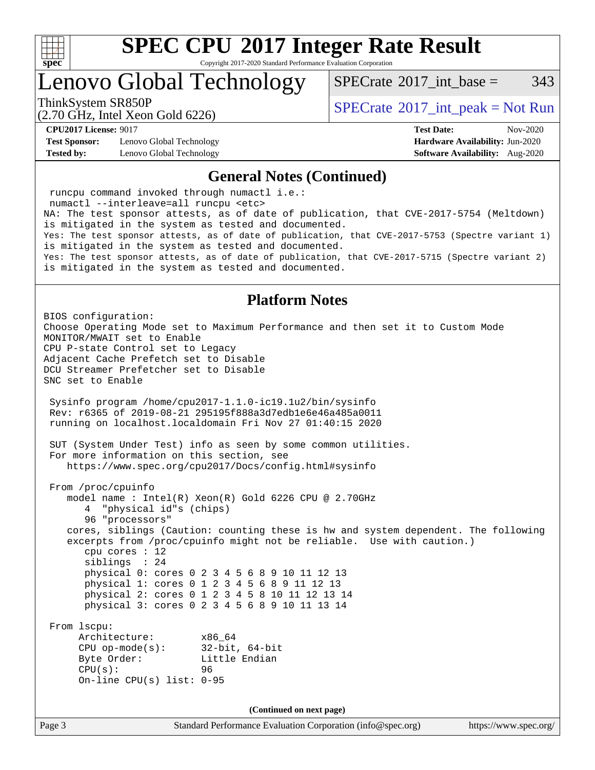## General Notes (Continued)

```
 runcpu command invoked through numactl i.e.:
 numactl --interleave=all runcpu <etc>
NA: The test sponsor attests, as of date of publication, that CVE-2017-5754 (Meltdown)
is mitigated in the system as tested and documented.
Yes: The test sponsor attests, as of date of publication, that CVE-2017-5753 (Spectre variant 1)
is mitigated in the system as tested and documented.
Yes: The test sponsor attests, as of date of publication, that CVE-2017-5715 (Spectre variant 2)
is mitigated in the system as tested and documented.
```

## Platform Notes

```
BIOS configuration:
Choose Operating Mode set to Maximum Performance and then set it to Custom Mode
MONITOR/MWAIT set to Enable
CPU P-state Control set to Legacy
Adjacent Cache Prefetch set to Disable
DCU Streamer Prefetcher set to Disable
SNC set to Enable

 Sysinfo program /home/cpu2017-1.1.0-ic19.1u2/bin/sysinfo
 Rev: r6365 of 2019-08-21 295195f888a3d7edb1e6e46a485a0011
 running on localhost.localdomain Fri Nov 27 01:40:15 2020

 SUT (System Under Test) info as seen by some common utilities.
 For more information on this section, see
    https://www.spec.org/cpu2017/Docs/config.html#sysinfo

 From /proc/cpuinfo
    model name : Intel(R) Xeon(R) Gold 6226 CPU @ 2.70GHz
       4  "physical id"s (chips)
       96 "processors"
    cores, siblings (Caution: counting these is hw and system dependent. The following
    excerpts from /proc/cpuinfo might not be reliable.  Use with caution.)
       cpu cores : 12
       siblings  : 24
       physical 0: cores 0 2 3 4 5 6 8 9 10 11 12 13
       physical 1: cores 0 1 2 3 4 5 6 8 9 11 12 13
       physical 2: cores 0 1 2 3 4 5 8 10 11 12 13 14
       physical 3: cores 0 2 3 4 5 6 8 9 10 11 13 14

 From lscpu:
      Architecture:        x86_64
      CPU op-mode(s):      32-bit, 64-bit
      Byte Order:          Little Endian
      CPU(s):              96
      On-line CPU(s) list: 0-95
```

(Continued on next page)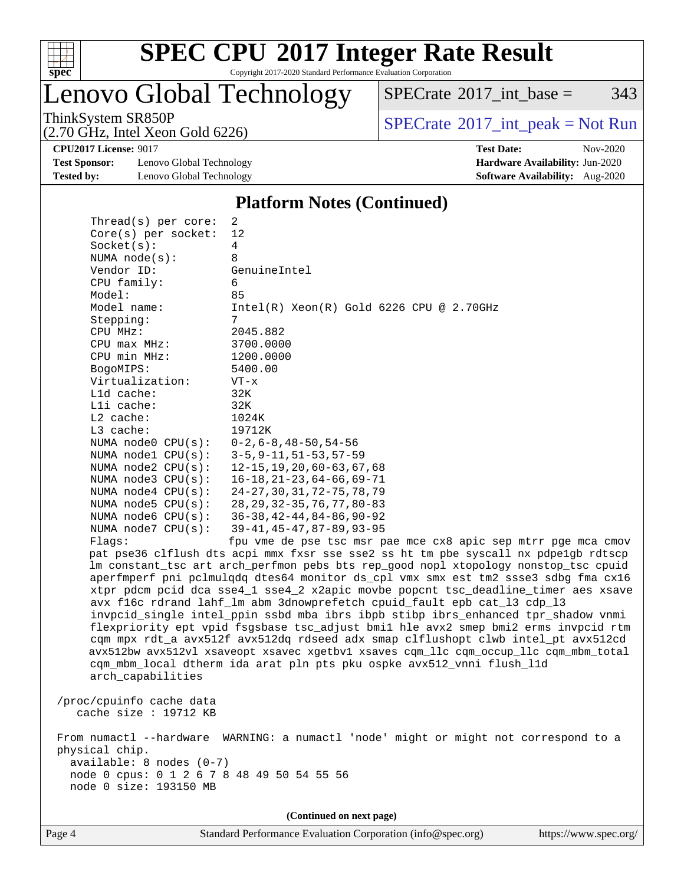# SPEC CPU 2017 Integer Rate Result

Copyright 2017-2020 Standard Performance Evaluation Corporation

## Lenovo Global Technology

ThinkSystem SR850P
(2.70 GHz, Intel Xeon Gold 6226)

SPECrate 2017_int_base = 343

SPECrate 2017_int_peak = Not Run

**CPU2017 License:** 9017
**Test Sponsor:** Lenovo Global Technology
**Tested by:** Lenovo Global Technology

**Test Date:** Nov-2020
**Hardware Availability:** Jun-2020
**Software Availability:** Aug-2020

### Platform Notes (Continued)

```
     Thread(s) per core:  2
     Core(s) per socket:  12
     Socket(s):           4
     NUMA node(s):        8
     Vendor ID:           GenuineIntel
     CPU family:          6
     Model:               85
     Model name:          Intel(R) Xeon(R) Gold 6226 CPU @ 2.70GHz
     Stepping:            7
     CPU MHz:             2045.882
     CPU max MHz:         3700.0000
     CPU min MHz:         1200.0000
     BogoMIPS:            5400.00
     Virtualization:      VT-x
     L1d cache:           32K
     L1i cache:           32K
     L2 cache:            1024K
     L3 cache:            19712K
     NUMA node0 CPU(s):   0-2,6-8,48-50,54-56
     NUMA node1 CPU(s):   3-5,9-11,51-53,57-59
     NUMA node2 CPU(s):   12-15,19,20,60-63,67,68
     NUMA node3 CPU(s):   16-18,21-23,64-66,69-71
     NUMA node4 CPU(s):   24-27,30,31,72-75,78,79
     NUMA node5 CPU(s):   28,29,32-35,76,77,80-83
     NUMA node6 CPU(s):   36-38,42-44,84-86,90-92
     NUMA node7 CPU(s):   39-41,45-47,87-89,93-95
     Flags:               fpu vme de pse tsc msr pae mce cx8 apic sep mtrr pge mca cmov
     pat pse36 clflush dts acpi mmx fxsr sse sse2 ss ht tm pbe syscall nx pdpe1gb rdtscp
     lm constant_tsc art arch_perfmon pebs bts rep_good nopl xtopology nonstop_tsc cpuid
     aperfmperf pni pclmulqdq dtes64 monitor ds_cpl vmx smx est tm2 ssse3 sdbg fma cx16
     xtpr pdcm pcid dca sse4_1 sse4_2 x2apic movbe popcnt tsc_deadline_timer aes xsave
     avx f16c rdrand lahf_lm abm 3dnowprefetch cpuid_fault epb cat_l3 cdp_l3
     invpcid_single intel_ppin ssbd mba ibrs ibpb stibp ibrs_enhanced tpr_shadow vnmi
     flexpriority ept vpid fsgsbase tsc_adjust bmi1 hle avx2 smep bmi2 erms invpcid rtm
     cqm mpx rdt_a avx512f avx512dq rdseed adx smap clflushopt clwb intel_pt avx512cd
     avx512bw avx512vl xsaveopt xsavec xgetbv1 xsaves cqm_llc cqm_occup_llc cqm_mbm_total
     cqm_mbm_local dtherm ida arat pln pts pku ospke avx512_vnni flush_l1d
     arch_capabilities

 /proc/cpuinfo cache data
    cache size : 19712 KB

 From numactl --hardware  WARNING: a numactl 'node' might or might not correspond to a
 physical chip.
   available: 8 nodes (0-7)
   node 0 cpus: 0 1 2 6 7 8 48 49 50 54 55 56
   node 0 size: 193150 MB
```

(Continued on next page)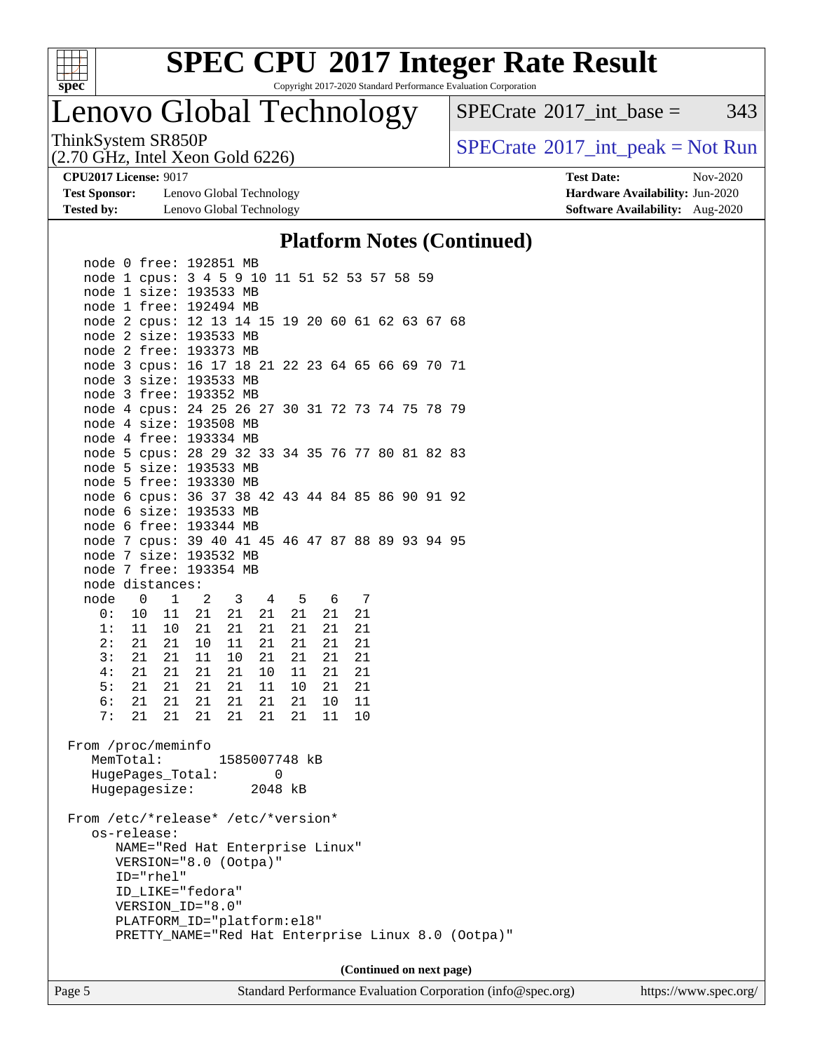# SPEC CPU 2017 Integer Rate Result

Copyright 2017-2020 Standard Performance Evaluation Corporation

## Lenovo Global Technology

ThinkSystem SR850P
(2.70 GHz, Intel Xeon Gold 6226)

SPECrate 2017_int_base = 343

SPECrate 2017_int_peak = Not Run

**CPU2017 License:** 9017
**Test Sponsor:** Lenovo Global Technology
**Tested by:** Lenovo Global Technology

**Test Date:** Nov-2020
**Hardware Availability:** Jun-2020
**Software Availability:** Aug-2020

### Platform Notes (Continued)

```
    node 0 free: 192851 MB
    node 1 cpus: 3 4 5 9 10 11 51 52 53 57 58 59
    node 1 size: 193533 MB
    node 1 free: 192494 MB
    node 2 cpus: 12 13 14 15 19 20 60 61 62 63 67 68
    node 2 size: 193533 MB
    node 2 free: 193373 MB
    node 3 cpus: 16 17 18 21 22 23 64 65 66 69 70 71
    node 3 size: 193533 MB
    node 3 free: 193352 MB
    node 4 cpus: 24 25 26 27 30 31 72 73 74 75 78 79
    node 4 size: 193508 MB
    node 4 free: 193334 MB
    node 5 cpus: 28 29 32 33 34 35 76 77 80 81 82 83
    node 5 size: 193533 MB
    node 5 free: 193330 MB
    node 6 cpus: 36 37 38 42 43 44 84 85 86 90 91 92
    node 6 size: 193533 MB
    node 6 free: 193344 MB
    node 7 cpus: 39 40 41 45 46 47 87 88 89 93 94 95
    node 7 size: 193532 MB
    node 7 free: 193354 MB
    node distances:
    node   0   1   2   3   4   5   6   7
      0:  10  11  21  21  21  21  21  21
      1:  11  10  21  21  21  21  21  21
      2:  21  21  10  11  21  21  21  21
      3:  21  21  11  10  21  21  21  21
      4:  21  21  21  21  10  11  21  21
      5:  21  21  21  21  11  10  21  21
      6:  21  21  21  21  21  21  10  11
      7:  21  21  21  21  21  21  11  10

 From /proc/meminfo
    MemTotal:       1585007748 kB
    HugePages_Total:       0
    Hugepagesize:       2048 kB

 From /etc/*release* /etc/*version*
    os-release:
       NAME="Red Hat Enterprise Linux"
       VERSION="8.0 (Ootpa)"
       ID="rhel"
       ID_LIKE="fedora"
       VERSION_ID="8.0"
       PLATFORM_ID="platform:el8"
       PRETTY_NAME="Red Hat Enterprise Linux 8.0 (Ootpa)"
```

(Continued on next page)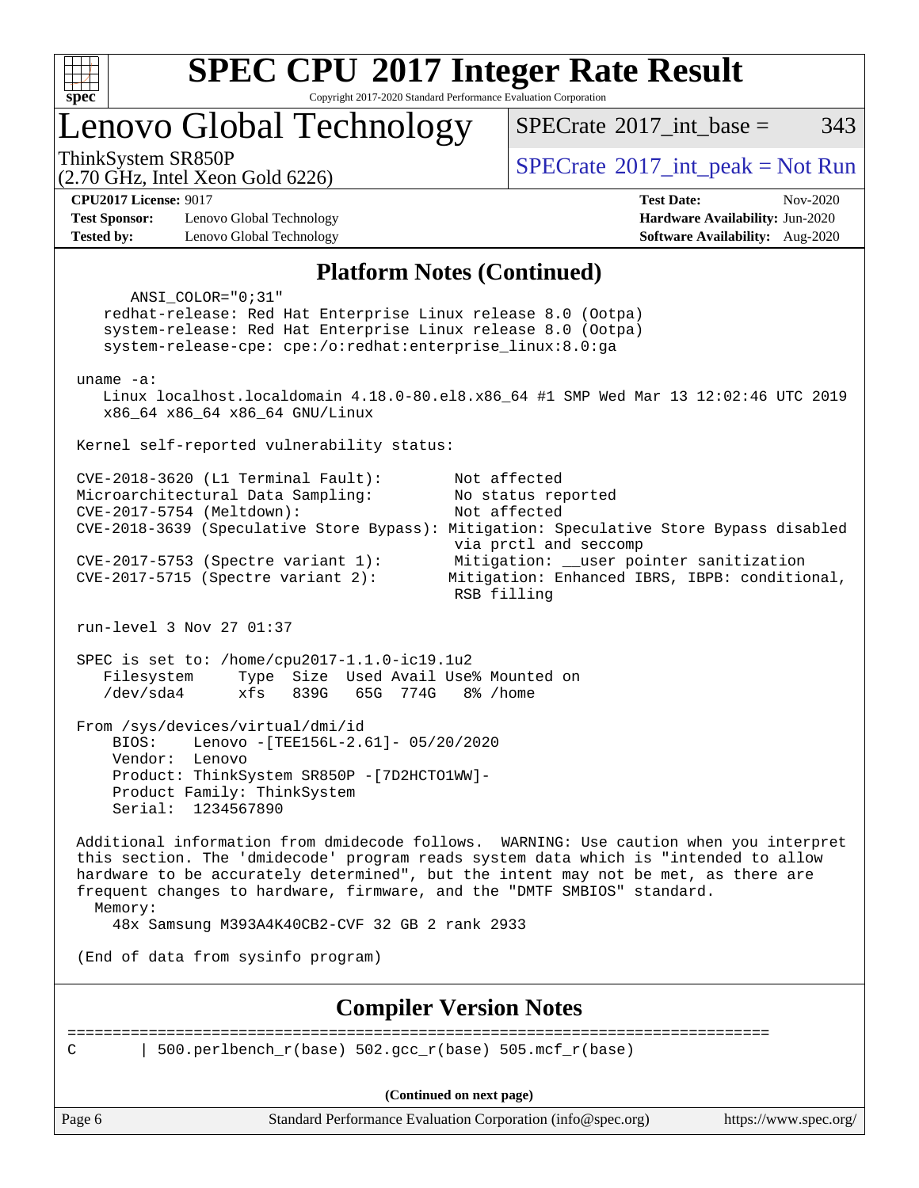# SPEC CPU 2017 Integer Rate Result

Copyright 2017-2020 Standard Performance Evaluation Corporation

## Lenovo Global Technology

ThinkSystem SR850P
(2.70 GHz, Intel Xeon Gold 6226)

SPECrate 2017_int_base = 343

SPECrate 2017_int_peak = Not Run

**CPU2017 License:** 9017
**Test Sponsor:** Lenovo Global Technology
**Tested by:** Lenovo Global Technology

**Test Date:** Nov-2020
**Hardware Availability:** Jun-2020
**Software Availability:** Aug-2020

## Platform Notes (Continued)

```
        ANSI_COLOR="0;31"
    redhat-release: Red Hat Enterprise Linux release 8.0 (Ootpa)
    system-release: Red Hat Enterprise Linux release 8.0 (Ootpa)
    system-release-cpe: cpe:/o:redhat:enterprise_linux:8.0:ga

 uname -a:
    Linux localhost.localdomain 4.18.0-80.el8.x86_64 #1 SMP Wed Mar 13 12:02:46 UTC 2019
    x86_64 x86_64 x86_64 GNU/Linux

 Kernel self-reported vulnerability status:

 CVE-2018-3620 (L1 Terminal Fault):        Not affected
 Microarchitectural Data Sampling:         No status reported
 CVE-2017-5754 (Meltdown):                 Not affected
 CVE-2018-3639 (Speculative Store Bypass): Mitigation: Speculative Store Bypass disabled
                                           via prctl and seccomp
 CVE-2017-5753 (Spectre variant 1):        Mitigation: __user pointer sanitization
 CVE-2017-5715 (Spectre variant 2):        Mitigation: Enhanced IBRS, IBPB: conditional,
                                           RSB filling

 run-level 3 Nov 27 01:37

 SPEC is set to: /home/cpu2017-1.1.0-ic19.1u2
    Filesystem     Type  Size  Used Avail Use% Mounted on
    /dev/sda4      xfs   839G   65G  774G   8% /home

 From /sys/devices/virtual/dmi/id
     BIOS:    Lenovo -[TEE156L-2.61]- 05/20/2020
     Vendor:  Lenovo
     Product: ThinkSystem SR850P -[7D2HCTO1WW]-
     Product Family: ThinkSystem
     Serial:  1234567890

 Additional information from dmidecode follows.  WARNING: Use caution when you interpret
 this section. The 'dmidecode' program reads system data which is "intended to allow
 hardware to be accurately determined", but the intent may not be met, as there are
 frequent changes to hardware, firmware, and the "DMTF SMBIOS" standard.
   Memory:
     48x Samsung M393A4K40CB2-CVF 32 GB 2 rank 2933

 (End of data from sysinfo program)
```

## Compiler Version Notes

```
==============================================================================
C       | 500.perlbench_r(base) 502.gcc_r(base) 505.mcf_r(base)
```

**(Continued on next page)**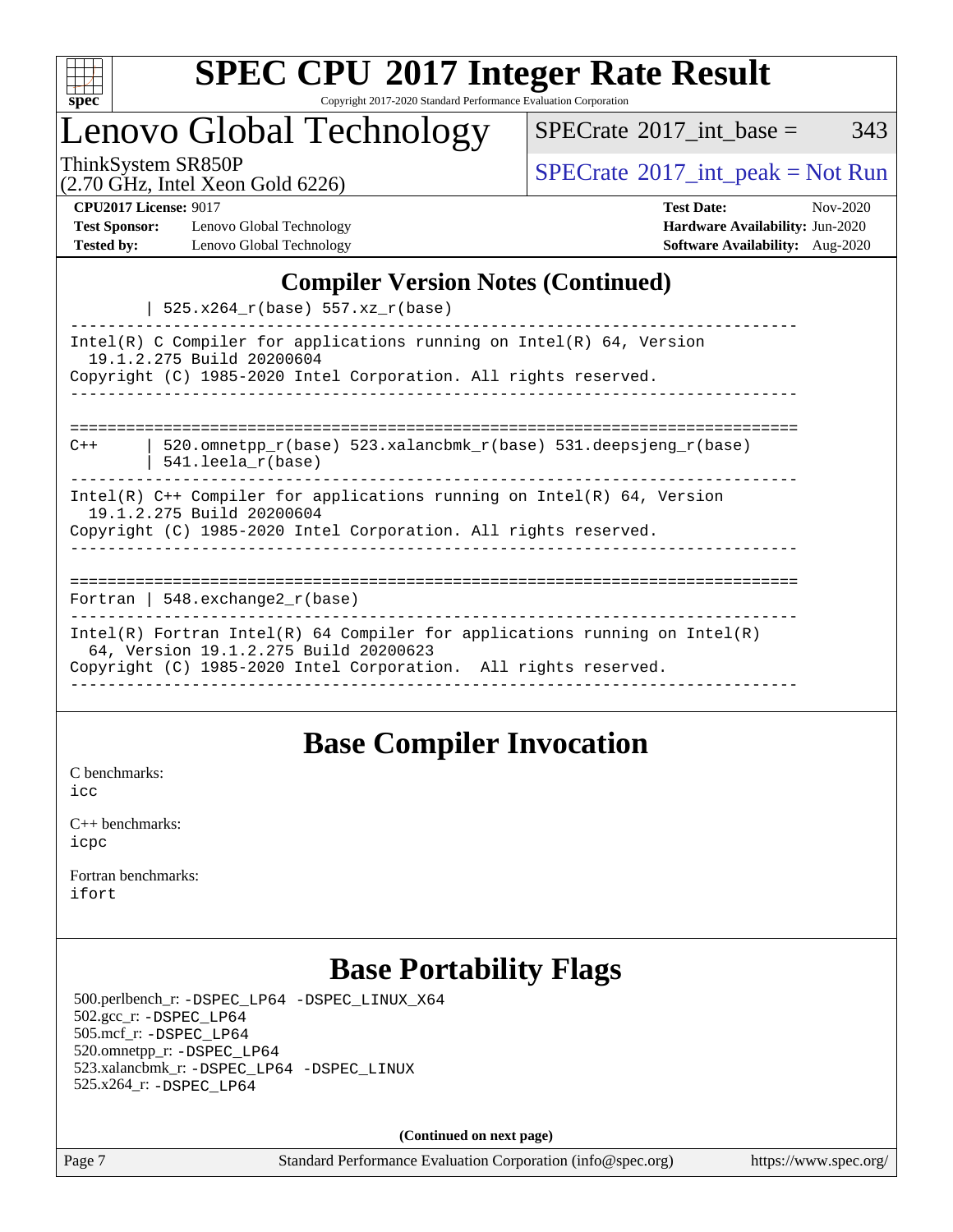## Compiler Version Notes (Continued)

```
        | 525.x264_r(base) 557.xz_r(base)
------------------------------------------------------------------------------
Intel(R) C Compiler for applications running on Intel(R) 64, Version
  19.1.2.275 Build 20200604
Copyright (C) 1985-2020 Intel Corporation. All rights reserved.
------------------------------------------------------------------------------

==============================================================================
C++     | 520.omnetpp_r(base) 523.xalancbmk_r(base) 531.deepsjeng_r(base)
        | 541.leela_r(base)
------------------------------------------------------------------------------
Intel(R) C++ Compiler for applications running on Intel(R) 64, Version
  19.1.2.275 Build 20200604
Copyright (C) 1985-2020 Intel Corporation. All rights reserved.
------------------------------------------------------------------------------

==============================================================================
Fortran | 548.exchange2_r(base)
------------------------------------------------------------------------------
Intel(R) Fortran Intel(R) 64 Compiler for applications running on Intel(R)
  64, Version 19.1.2.275 Build 20200623
Copyright (C) 1985-2020 Intel Corporation.  All rights reserved.
------------------------------------------------------------------------------
```

## Base Compiler Invocation

C benchmarks:
icc

C++ benchmarks:
icpc

Fortran benchmarks:
ifort

## Base Portability Flags

500.perlbench_r: -DSPEC_LP64 -DSPEC_LINUX_X64
502.gcc_r: -DSPEC_LP64
505.mcf_r: -DSPEC_LP64
520.omnetpp_r: -DSPEC_LP64
523.xalancbmk_r: -DSPEC_LP64 -DSPEC_LINUX
525.x264_r: -DSPEC_LP64

**(Continued on next page)**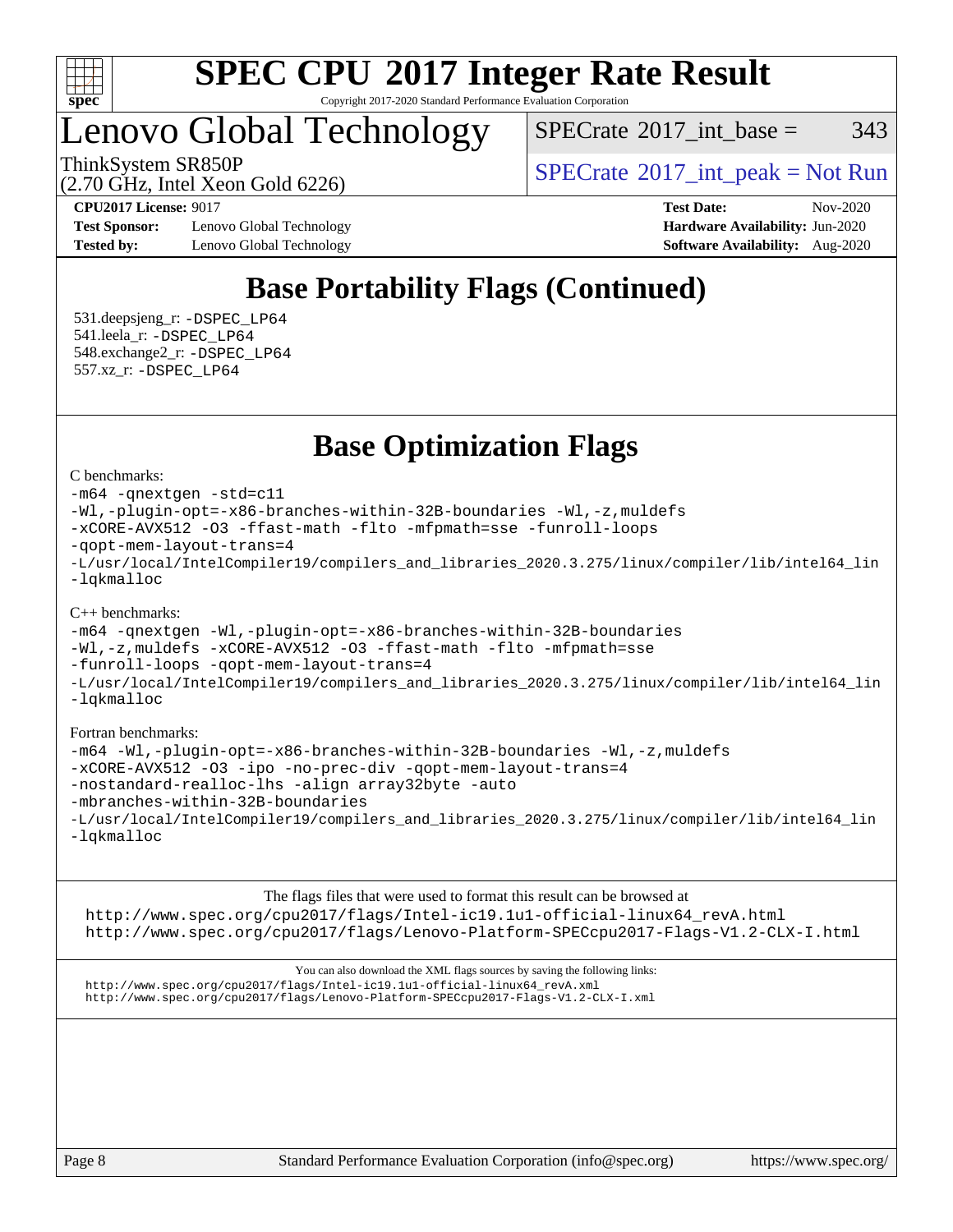## Base Portability Flags (Continued)

531.deepsjeng_r: -DSPEC_LP64
541.leela_r: -DSPEC_LP64
548.exchange2_r: -DSPEC_LP64
557.xz_r: -DSPEC_LP64

## Base Optimization Flags

C benchmarks:

```
-m64 -qnextgen -std=c11
-Wl,-plugin-opt=-x86-branches-within-32B-boundaries -Wl,-z,muldefs
-xCORE-AVX512 -O3 -ffast-math -flto -mfpmath=sse -funroll-loops
-qopt-mem-layout-trans=4
-L/usr/local/IntelCompiler19/compilers_and_libraries_2020.3.275/linux/compiler/lib/intel64_lin
-lqkmalloc
```

C++ benchmarks:

```
-m64 -qnextgen -Wl,-plugin-opt=-x86-branches-within-32B-boundaries
-Wl,-z,muldefs -xCORE-AVX512 -O3 -ffast-math -flto -mfpmath=sse
-funroll-loops -qopt-mem-layout-trans=4
-L/usr/local/IntelCompiler19/compilers_and_libraries_2020.3.275/linux/compiler/lib/intel64_lin
-lqkmalloc
```

Fortran benchmarks:

```
-m64 -Wl,-plugin-opt=-x86-branches-within-32B-boundaries -Wl,-z,muldefs
-xCORE-AVX512 -O3 -ipo -no-prec-div -qopt-mem-layout-trans=4
-nostandard-realloc-lhs -align array32byte -auto
-mbranches-within-32B-boundaries
-L/usr/local/IntelCompiler19/compilers_and_libraries_2020.3.275/linux/compiler/lib/intel64_lin
-lqkmalloc
```

The flags files that were used to format this result can be browsed at
http://www.spec.org/cpu2017/flags/Intel-ic19.1u1-official-linux64_revA.html
http://www.spec.org/cpu2017/flags/Lenovo-Platform-SPECcpu2017-Flags-V1.2-CLX-I.html

You can also download the XML flags sources by saving the following links:
http://www.spec.org/cpu2017/flags/Intel-ic19.1u1-official-linux64_revA.xml
http://www.spec.org/cpu2017/flags/Lenovo-Platform-SPECcpu2017-Flags-V1.2-CLX-I.xml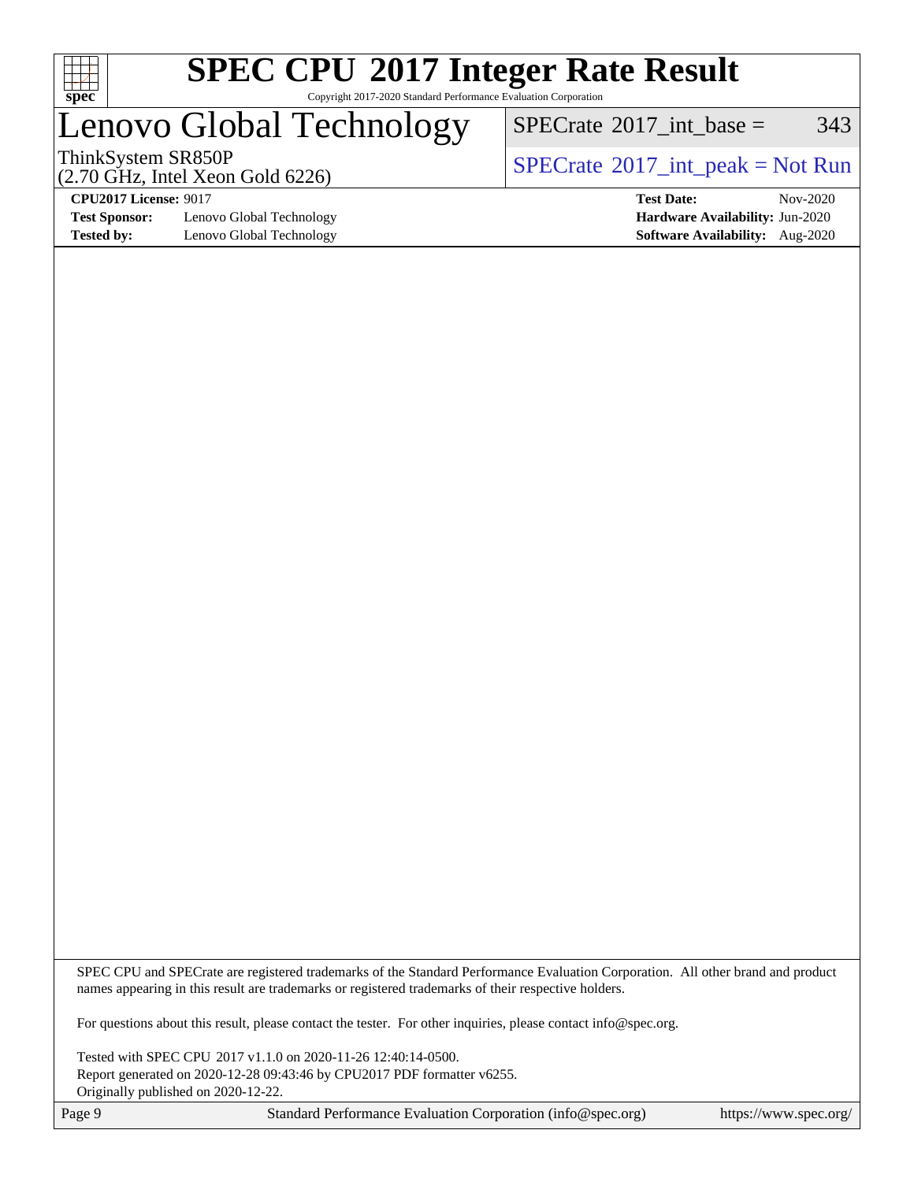SPEC CPU and SPECrate are registered trademarks of the Standard Performance Evaluation Corporation. All other brand and product names appearing in this result are trademarks or registered trademarks of their respective holders.

For questions about this result, please contact the tester. For other inquiries, please contact info@spec.org.

Tested with SPEC CPU 2017 v1.1.0 on 2020-11-26 12:40:14-0500.
Report generated on 2020-12-28 09:43:46 by CPU2017 PDF formatter v6255.
Originally published on 2020-12-22.